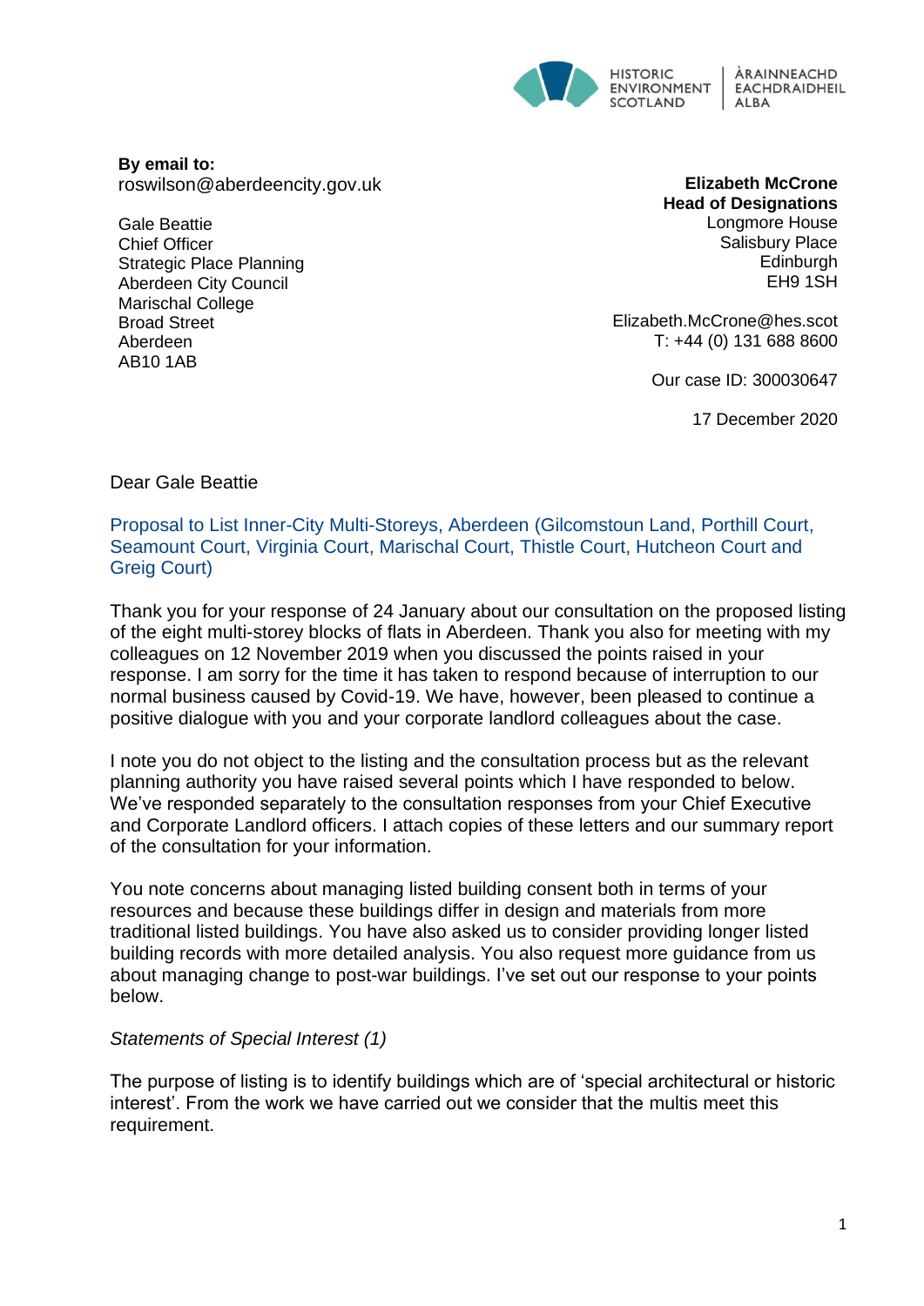HISTORIC ENVIRONMENT SCOTLAND | ÀRAINNEACHD EACHDRAIDHEIL ALBA

**By email to:**
roswilson@aberdeencity.gov.uk

Gale Beattie
Chief Officer
Strategic Place Planning
Aberdeen City Council
Marischal College
Broad Street
Aberdeen
AB10 1AB

**Elizabeth McCrone**
**Head of Designations**
Longmore House
Salisbury Place
Edinburgh
EH9 1SH

Elizabeth.McCrone@hes.scot
T: +44 (0) 131 688 8600

Our case ID: 300030647

17 December 2020

Dear Gale Beattie

## Proposal to List Inner-City Multi-Storeys, Aberdeen (Gilcomstoun Land, Porthill Court, Seamount Court, Virginia Court, Marischal Court, Thistle Court, Hutcheon Court and Greig Court)

Thank you for your response of 24 January about our consultation on the proposed listing of the eight multi-storey blocks of flats in Aberdeen. Thank you also for meeting with my colleagues on 12 November 2019 when you discussed the points raised in your response. I am sorry for the time it has taken to respond because of interruption to our normal business caused by Covid-19. We have, however, been pleased to continue a positive dialogue with you and your corporate landlord colleagues about the case.

I note you do not object to the listing and the consultation process but as the relevant planning authority you have raised several points which I have responded to below. We've responded separately to the consultation responses from your Chief Executive and Corporate Landlord officers. I attach copies of these letters and our summary report of the consultation for your information.

You note concerns about managing listed building consent both in terms of your resources and because these buildings differ in design and materials from more traditional listed buildings. You have also asked us to consider providing longer listed building records with more detailed analysis. You also request more guidance from us about managing change to post-war buildings. I've set out our response to your points below.

*Statements of Special Interest (1)*

The purpose of listing is to identify buildings which are of 'special architectural or historic interest'. From the work we have carried out we consider that the multis meet this requirement.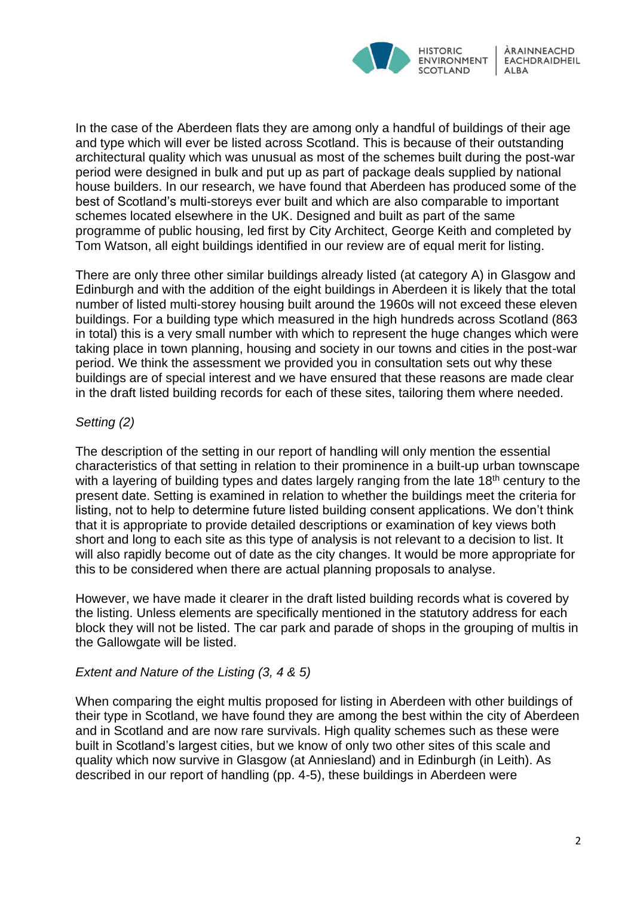In the case of the Aberdeen flats they are among only a handful of buildings of their age and type which will ever be listed across Scotland. This is because of their outstanding architectural quality which was unusual as most of the schemes built during the post-war period were designed in bulk and put up as part of package deals supplied by national house builders. In our research, we have found that Aberdeen has produced some of the best of Scotland's multi-storeys ever built and which are also comparable to important schemes located elsewhere in the UK. Designed and built as part of the same programme of public housing, led first by City Architect, George Keith and completed by Tom Watson, all eight buildings identified in our review are of equal merit for listing.

There are only three other similar buildings already listed (at category A) in Glasgow and Edinburgh and with the addition of the eight buildings in Aberdeen it is likely that the total number of listed multi-storey housing built around the 1960s will not exceed these eleven buildings. For a building type which measured in the high hundreds across Scotland (863 in total) this is a very small number with which to represent the huge changes which were taking place in town planning, housing and society in our towns and cities in the post-war period. We think the assessment we provided you in consultation sets out why these buildings are of special interest and we have ensured that these reasons are made clear in the draft listed building records for each of these sites, tailoring them where needed.

*Setting (2)*

The description of the setting in our report of handling will only mention the essential characteristics of that setting in relation to their prominence in a built-up urban townscape with a layering of building types and dates largely ranging from the late 18th century to the present date. Setting is examined in relation to whether the buildings meet the criteria for listing, not to help to determine future listed building consent applications. We don't think that it is appropriate to provide detailed descriptions or examination of key views both short and long to each site as this type of analysis is not relevant to a decision to list. It will also rapidly become out of date as the city changes. It would be more appropriate for this to be considered when there are actual planning proposals to analyse.

However, we have made it clearer in the draft listed building records what is covered by the listing. Unless elements are specifically mentioned in the statutory address for each block they will not be listed. The car park and parade of shops in the grouping of multis in the Gallowgate will be listed.

*Extent and Nature of the Listing (3, 4 & 5)*

When comparing the eight multis proposed for listing in Aberdeen with other buildings of their type in Scotland, we have found they are among the best within the city of Aberdeen and in Scotland and are now rare survivals. High quality schemes such as these were built in Scotland's largest cities, but we know of only two other sites of this scale and quality which now survive in Glasgow (at Anniesland) and in Edinburgh (in Leith). As described in our report of handling (pp. 4-5), these buildings in Aberdeen were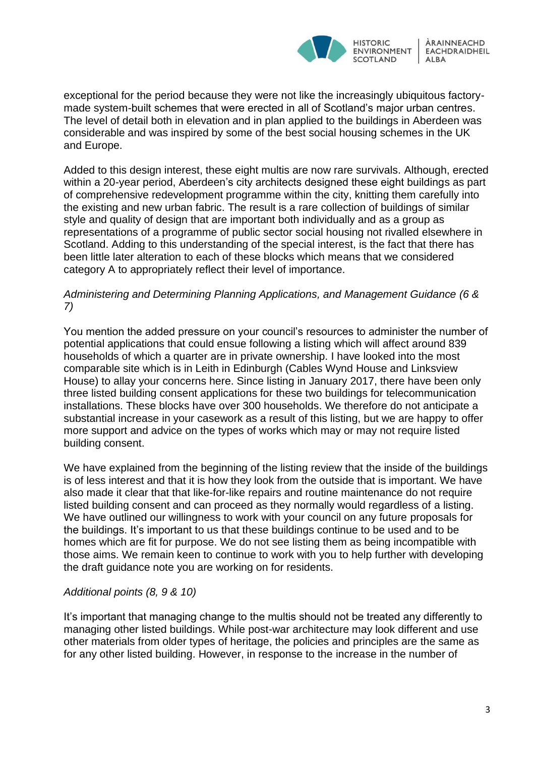exceptional for the period because they were not like the increasingly ubiquitous factory-made system-built schemes that were erected in all of Scotland's major urban centres. The level of detail both in elevation and in plan applied to the buildings in Aberdeen was considerable and was inspired by some of the best social housing schemes in the UK and Europe.

Added to this design interest, these eight multis are now rare survivals. Although, erected within a 20-year period, Aberdeen's city architects designed these eight buildings as part of comprehensive redevelopment programme within the city, knitting them carefully into the existing and new urban fabric. The result is a rare collection of buildings of similar style and quality of design that are important both individually and as a group as representations of a programme of public sector social housing not rivalled elsewhere in Scotland. Adding to this understanding of the special interest, is the fact that there has been little later alteration to each of these blocks which means that we considered category A to appropriately reflect their level of importance.

*Administering and Determining Planning Applications, and Management Guidance (6 & 7)*

You mention the added pressure on your council's resources to administer the number of potential applications that could ensue following a listing which will affect around 839 households of which a quarter are in private ownership. I have looked into the most comparable site which is in Leith in Edinburgh (Cables Wynd House and Linksview House) to allay your concerns here. Since listing in January 2017, there have been only three listed building consent applications for these two buildings for telecommunication installations. These blocks have over 300 households. We therefore do not anticipate a substantial increase in your casework as a result of this listing, but we are happy to offer more support and advice on the types of works which may or may not require listed building consent.

We have explained from the beginning of the listing review that the inside of the buildings is of less interest and that it is how they look from the outside that is important. We have also made it clear that that like-for-like repairs and routine maintenance do not require listed building consent and can proceed as they normally would regardless of a listing. We have outlined our willingness to work with your council on any future proposals for the buildings. It's important to us that these buildings continue to be used and to be homes which are fit for purpose. We do not see listing them as being incompatible with those aims. We remain keen to continue to work with you to help further with developing the draft guidance note you are working on for residents.

*Additional points (8, 9 & 10)*

It's important that managing change to the multis should not be treated any differently to managing other listed buildings. While post-war architecture may look different and use other materials from older types of heritage, the policies and principles are the same as for any other listed building. However, in response to the increase in the number of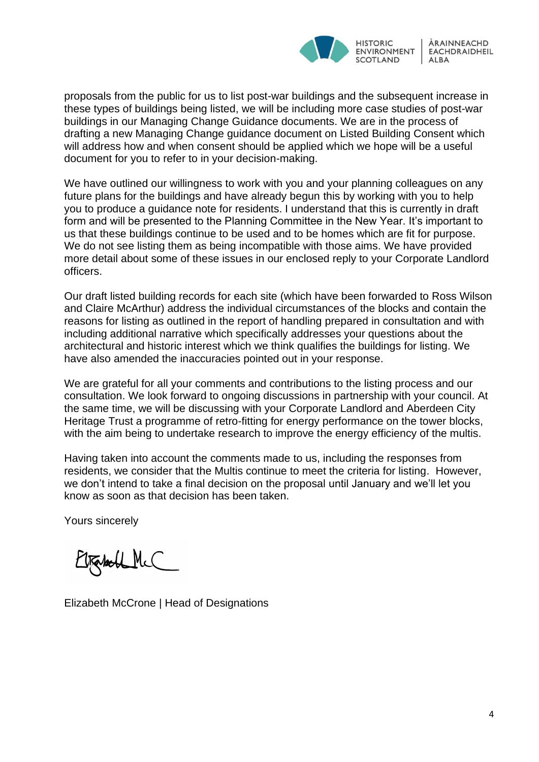proposals from the public for us to list post-war buildings and the subsequent increase in these types of buildings being listed, we will be including more case studies of post-war buildings in our Managing Change Guidance documents. We are in the process of drafting a new Managing Change guidance document on Listed Building Consent which will address how and when consent should be applied which we hope will be a useful document for you to refer to in your decision-making.

We have outlined our willingness to work with you and your planning colleagues on any future plans for the buildings and have already begun this by working with you to help you to produce a guidance note for residents. I understand that this is currently in draft form and will be presented to the Planning Committee in the New Year. It's important to us that these buildings continue to be used and to be homes which are fit for purpose. We do not see listing them as being incompatible with those aims. We have provided more detail about some of these issues in our enclosed reply to your Corporate Landlord officers.

Our draft listed building records for each site (which have been forwarded to Ross Wilson and Claire McArthur) address the individual circumstances of the blocks and contain the reasons for listing as outlined in the report of handling prepared in consultation and with including additional narrative which specifically addresses your questions about the architectural and historic interest which we think qualifies the buildings for listing. We have also amended the inaccuracies pointed out in your response.

We are grateful for all your comments and contributions to the listing process and our consultation. We look forward to ongoing discussions in partnership with your council. At the same time, we will be discussing with your Corporate Landlord and Aberdeen City Heritage Trust a programme of retro-fitting for energy performance on the tower blocks, with the aim being to undertake research to improve the energy efficiency of the multis.

Having taken into account the comments made to us, including the responses from residents, we consider that the Multis continue to meet the criteria for listing. However, we don't intend to take a final decision on the proposal until January and we'll let you know as soon as that decision has been taken.

Yours sincerely

Elizabeth McCrone | Head of Designations